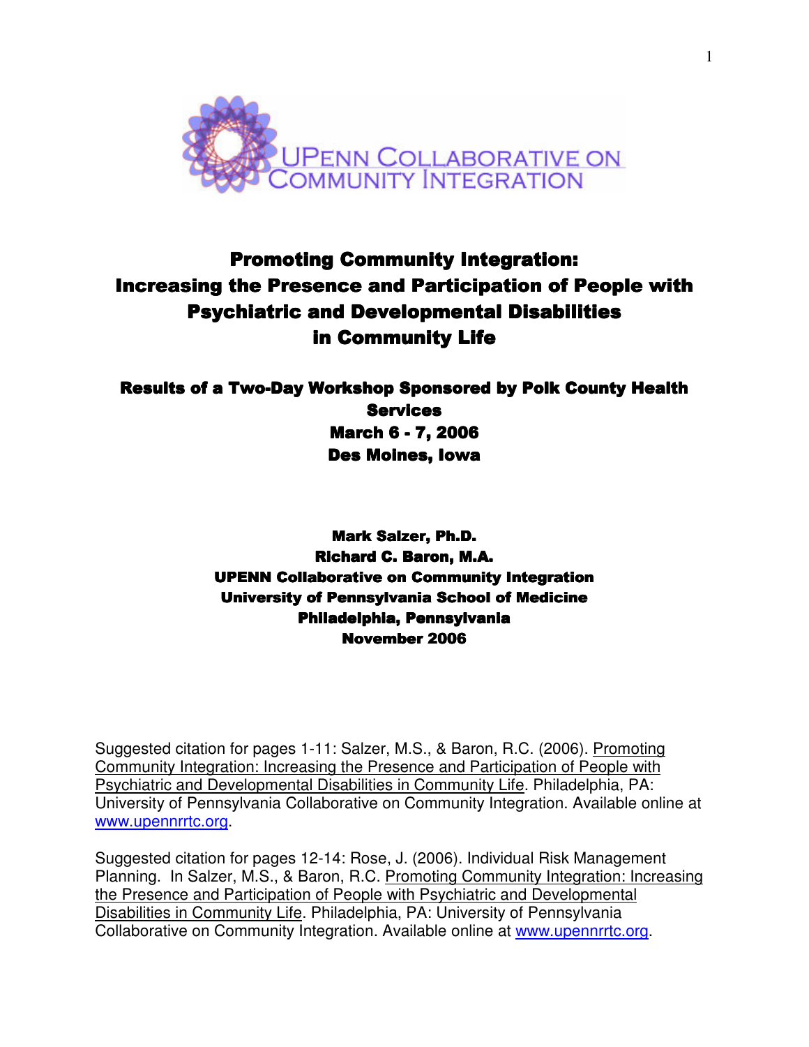UPENN COLLABORATIVE ON COMMUNITY INTEGRATION

# Promoting Community Integration: Increasing the Presence and Participation of People with Psychiatric and Developmental Disabilities in Community Life

## Results of a Two-Day Workshop Sponsored by Polk County Health Services
## March 6 - 7, 2006
## Des Moines, Iowa

**Mark Salzer, Ph.D.**
**Richard C. Baron, M.A.**
**UPENN Collaborative on Community Integration**
**University of Pennsylvania School of Medicine**
**Philadelphia, Pennsylvania**
**November 2006**

Suggested citation for pages 1-11: Salzer, M.S., & Baron, R.C. (2006). Promoting Community Integration: Increasing the Presence and Participation of People with Psychiatric and Developmental Disabilities in Community Life. Philadelphia, PA: University of Pennsylvania Collaborative on Community Integration. Available online at www.upennrrtc.org.

Suggested citation for pages 12-14: Rose, J. (2006). Individual Risk Management Planning. In Salzer, M.S., & Baron, R.C. Promoting Community Integration: Increasing the Presence and Participation of People with Psychiatric and Developmental Disabilities in Community Life. Philadelphia, PA: University of Pennsylvania Collaborative on Community Integration. Available online at www.upennrrtc.org.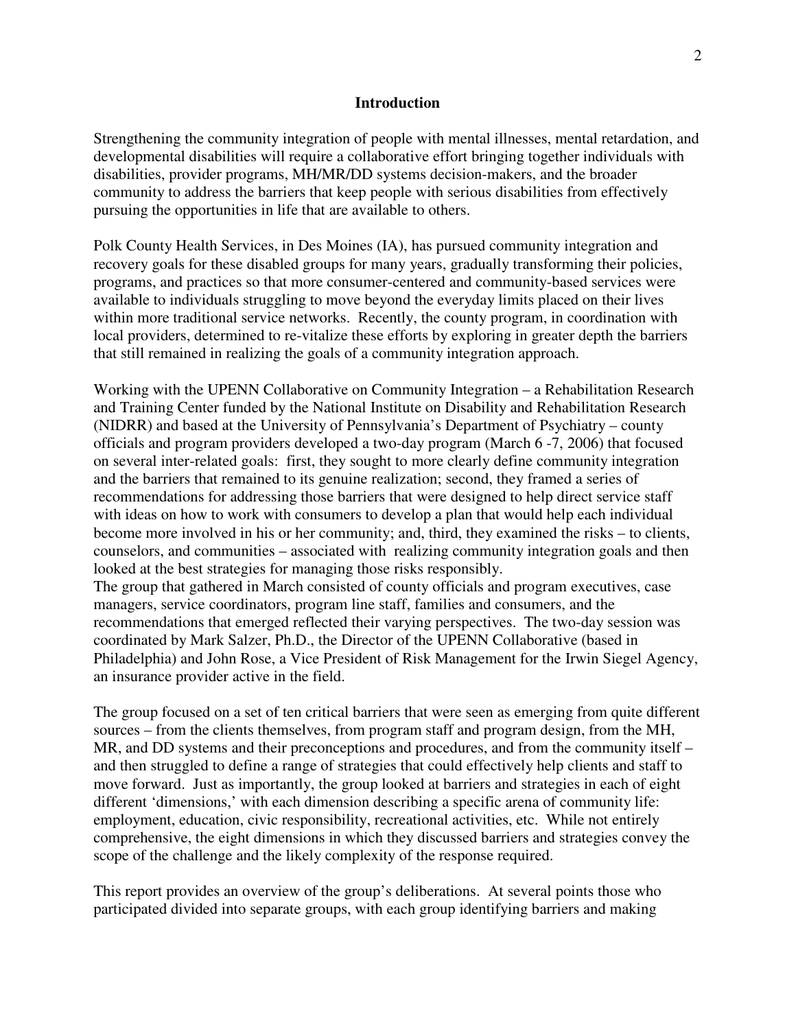## Introduction

Strengthening the community integration of people with mental illnesses, mental retardation, and developmental disabilities will require a collaborative effort bringing together individuals with disabilities, provider programs, MH/MR/DD systems decision-makers, and the broader community to address the barriers that keep people with serious disabilities from effectively pursuing the opportunities in life that are available to others.

Polk County Health Services, in Des Moines (IA), has pursued community integration and recovery goals for these disabled groups for many years, gradually transforming their policies, programs, and practices so that more consumer-centered and community-based services were available to individuals struggling to move beyond the everyday limits placed on their lives within more traditional service networks. Recently, the county program, in coordination with local providers, determined to re-vitalize these efforts by exploring in greater depth the barriers that still remained in realizing the goals of a community integration approach.

Working with the UPENN Collaborative on Community Integration – a Rehabilitation Research and Training Center funded by the National Institute on Disability and Rehabilitation Research (NIDRR) and based at the University of Pennsylvania's Department of Psychiatry – county officials and program providers developed a two-day program (March 6 -7, 2006) that focused on several inter-related goals: first, they sought to more clearly define community integration and the barriers that remained to its genuine realization; second, they framed a series of recommendations for addressing those barriers that were designed to help direct service staff with ideas on how to work with consumers to develop a plan that would help each individual become more involved in his or her community; and, third, they examined the risks – to clients, counselors, and communities – associated with realizing community integration goals and then looked at the best strategies for managing those risks responsibly.
The group that gathered in March consisted of county officials and program executives, case managers, service coordinators, program line staff, families and consumers, and the recommendations that emerged reflected their varying perspectives. The two-day session was coordinated by Mark Salzer, Ph.D., the Director of the UPENN Collaborative (based in Philadelphia) and John Rose, a Vice President of Risk Management for the Irwin Siegel Agency, an insurance provider active in the field.

The group focused on a set of ten critical barriers that were seen as emerging from quite different sources – from the clients themselves, from program staff and program design, from the MH, MR, and DD systems and their preconceptions and procedures, and from the community itself – and then struggled to define a range of strategies that could effectively help clients and staff to move forward. Just as importantly, the group looked at barriers and strategies in each of eight different 'dimensions,' with each dimension describing a specific arena of community life: employment, education, civic responsibility, recreational activities, etc. While not entirely comprehensive, the eight dimensions in which they discussed barriers and strategies convey the scope of the challenge and the likely complexity of the response required.

This report provides an overview of the group's deliberations. At several points those who participated divided into separate groups, with each group identifying barriers and making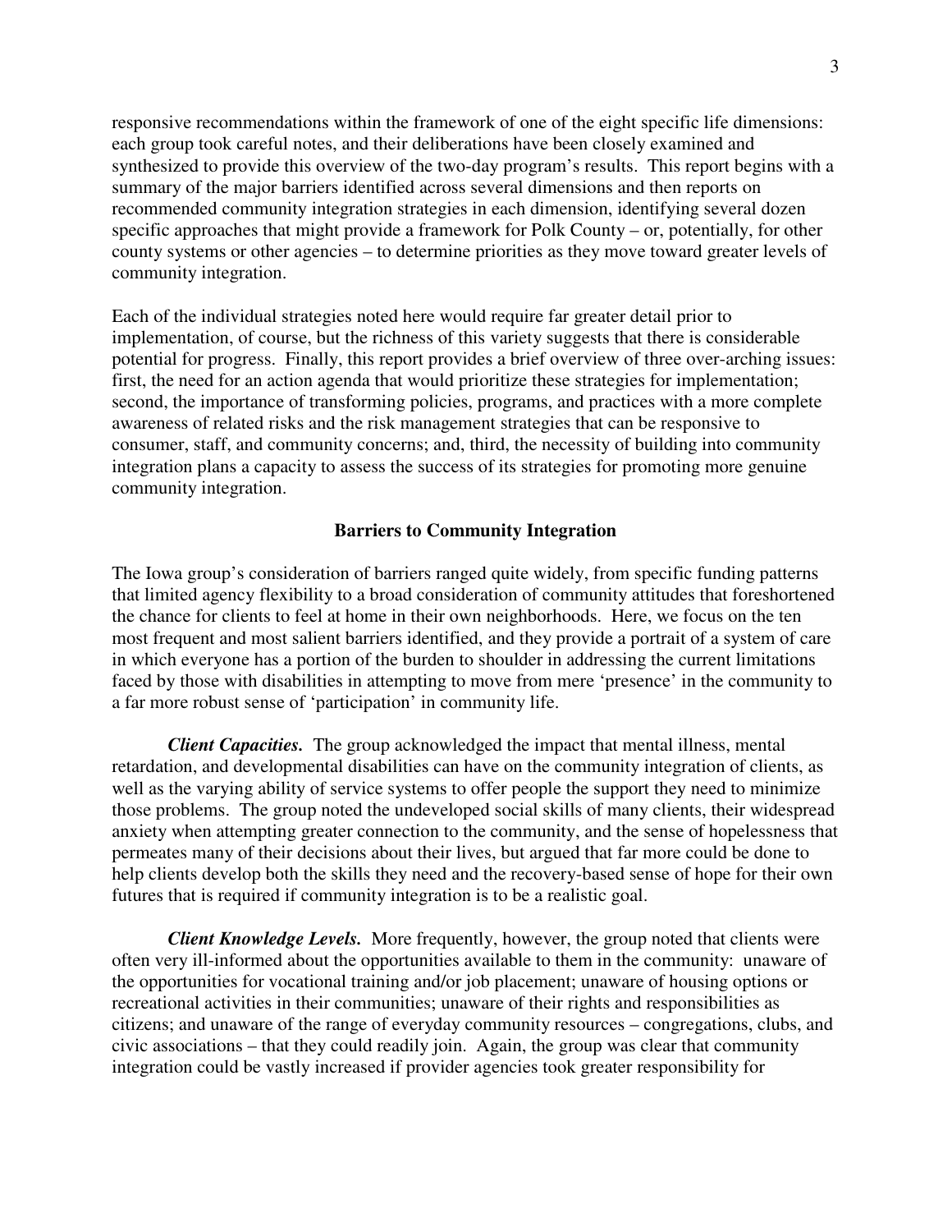responsive recommendations within the framework of one of the eight specific life dimensions: each group took careful notes, and their deliberations have been closely examined and synthesized to provide this overview of the two-day program's results. This report begins with a summary of the major barriers identified across several dimensions and then reports on recommended community integration strategies in each dimension, identifying several dozen specific approaches that might provide a framework for Polk County – or, potentially, for other county systems or other agencies – to determine priorities as they move toward greater levels of community integration.

Each of the individual strategies noted here would require far greater detail prior to implementation, of course, but the richness of this variety suggests that there is considerable potential for progress. Finally, this report provides a brief overview of three over-arching issues: first, the need for an action agenda that would prioritize these strategies for implementation; second, the importance of transforming policies, programs, and practices with a more complete awareness of related risks and the risk management strategies that can be responsive to consumer, staff, and community concerns; and, third, the necessity of building into community integration plans a capacity to assess the success of its strategies for promoting more genuine community integration.

## Barriers to Community Integration

The Iowa group's consideration of barriers ranged quite widely, from specific funding patterns that limited agency flexibility to a broad consideration of community attitudes that foreshortened the chance for clients to feel at home in their own neighborhoods. Here, we focus on the ten most frequent and most salient barriers identified, and they provide a portrait of a system of care in which everyone has a portion of the burden to shoulder in addressing the current limitations faced by those with disabilities in attempting to move from mere 'presence' in the community to a far more robust sense of 'participation' in community life.

***Client Capacities.*** The group acknowledged the impact that mental illness, mental retardation, and developmental disabilities can have on the community integration of clients, as well as the varying ability of service systems to offer people the support they need to minimize those problems. The group noted the undeveloped social skills of many clients, their widespread anxiety when attempting greater connection to the community, and the sense of hopelessness that permeates many of their decisions about their lives, but argued that far more could be done to help clients develop both the skills they need and the recovery-based sense of hope for their own futures that is required if community integration is to be a realistic goal.

***Client Knowledge Levels.*** More frequently, however, the group noted that clients were often very ill-informed about the opportunities available to them in the community: unaware of the opportunities for vocational training and/or job placement; unaware of housing options or recreational activities in their communities; unaware of their rights and responsibilities as citizens; and unaware of the range of everyday community resources – congregations, clubs, and civic associations – that they could readily join. Again, the group was clear that community integration could be vastly increased if provider agencies took greater responsibility for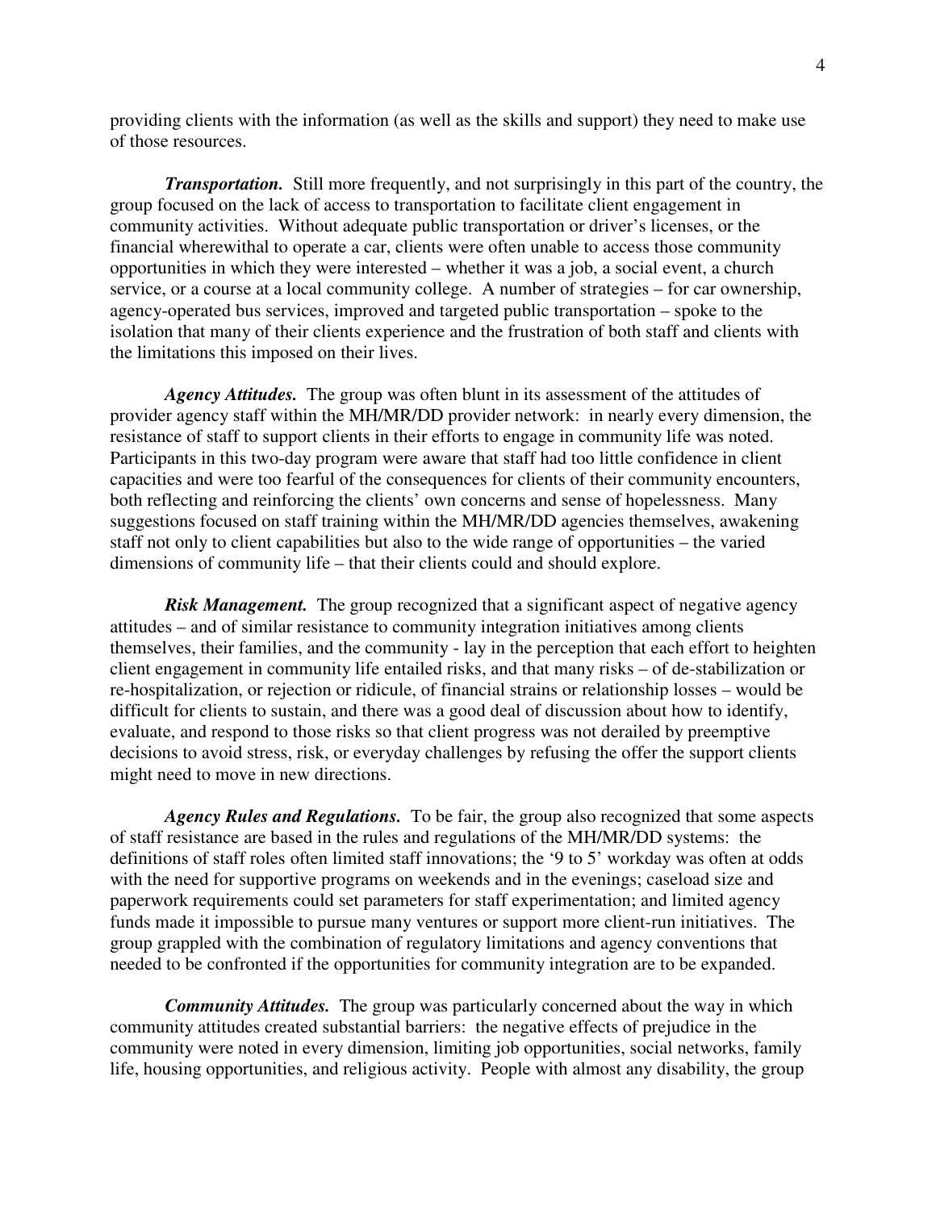providing clients with the information (as well as the skills and support) they need to make use of those resources.

***Transportation.*** Still more frequently, and not surprisingly in this part of the country, the group focused on the lack of access to transportation to facilitate client engagement in community activities. Without adequate public transportation or driver's licenses, or the financial wherewithal to operate a car, clients were often unable to access those community opportunities in which they were interested – whether it was a job, a social event, a church service, or a course at a local community college. A number of strategies – for car ownership, agency-operated bus services, improved and targeted public transportation – spoke to the isolation that many of their clients experience and the frustration of both staff and clients with the limitations this imposed on their lives.

***Agency Attitudes.*** The group was often blunt in its assessment of the attitudes of provider agency staff within the MH/MR/DD provider network: in nearly every dimension, the resistance of staff to support clients in their efforts to engage in community life was noted. Participants in this two-day program were aware that staff had too little confidence in client capacities and were too fearful of the consequences for clients of their community encounters, both reflecting and reinforcing the clients' own concerns and sense of hopelessness. Many suggestions focused on staff training within the MH/MR/DD agencies themselves, awakening staff not only to client capabilities but also to the wide range of opportunities – the varied dimensions of community life – that their clients could and should explore.

***Risk Management.*** The group recognized that a significant aspect of negative agency attitudes – and of similar resistance to community integration initiatives among clients themselves, their families, and the community - lay in the perception that each effort to heighten client engagement in community life entailed risks, and that many risks – of de-stabilization or re-hospitalization, or rejection or ridicule, of financial strains or relationship losses – would be difficult for clients to sustain, and there was a good deal of discussion about how to identify, evaluate, and respond to those risks so that client progress was not derailed by preemptive decisions to avoid stress, risk, or everyday challenges by refusing the offer the support clients might need to move in new directions.

***Agency Rules and Regulations.*** To be fair, the group also recognized that some aspects of staff resistance are based in the rules and regulations of the MH/MR/DD systems: the definitions of staff roles often limited staff innovations; the '9 to 5' workday was often at odds with the need for supportive programs on weekends and in the evenings; caseload size and paperwork requirements could set parameters for staff experimentation; and limited agency funds made it impossible to pursue many ventures or support more client-run initiatives. The group grappled with the combination of regulatory limitations and agency conventions that needed to be confronted if the opportunities for community integration are to be expanded.

***Community Attitudes.*** The group was particularly concerned about the way in which community attitudes created substantial barriers: the negative effects of prejudice in the community were noted in every dimension, limiting job opportunities, social networks, family life, housing opportunities, and religious activity. People with almost any disability, the group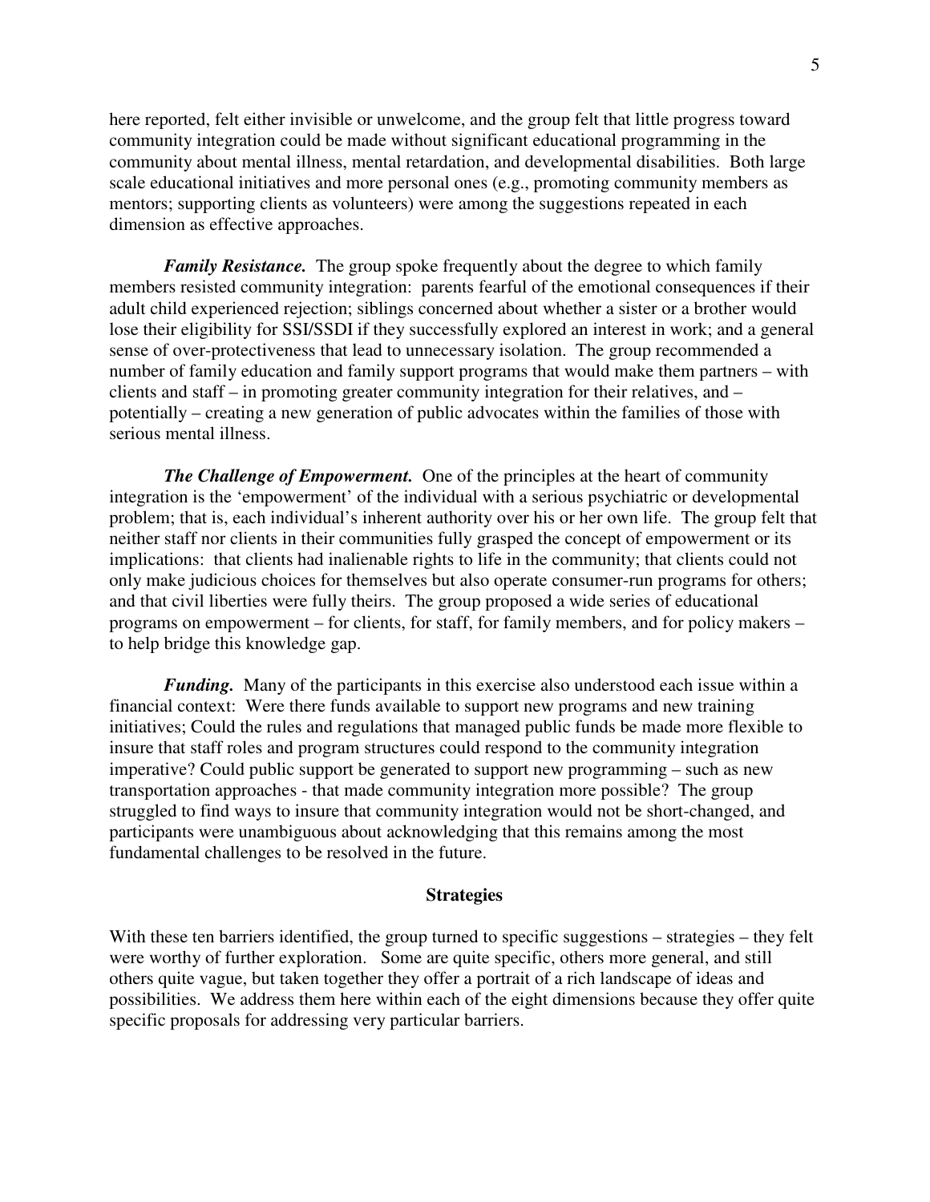here reported, felt either invisible or unwelcome, and the group felt that little progress toward community integration could be made without significant educational programming in the community about mental illness, mental retardation, and developmental disabilities. Both large scale educational initiatives and more personal ones (e.g., promoting community members as mentors; supporting clients as volunteers) were among the suggestions repeated in each dimension as effective approaches.

***Family Resistance.*** The group spoke frequently about the degree to which family members resisted community integration: parents fearful of the emotional consequences if their adult child experienced rejection; siblings concerned about whether a sister or a brother would lose their eligibility for SSI/SSDI if they successfully explored an interest in work; and a general sense of over-protectiveness that lead to unnecessary isolation. The group recommended a number of family education and family support programs that would make them partners – with clients and staff – in promoting greater community integration for their relatives, and – potentially – creating a new generation of public advocates within the families of those with serious mental illness.

***The Challenge of Empowerment.*** One of the principles at the heart of community integration is the 'empowerment' of the individual with a serious psychiatric or developmental problem; that is, each individual's inherent authority over his or her own life. The group felt that neither staff nor clients in their communities fully grasped the concept of empowerment or its implications: that clients had inalienable rights to life in the community; that clients could not only make judicious choices for themselves but also operate consumer-run programs for others; and that civil liberties were fully theirs. The group proposed a wide series of educational programs on empowerment – for clients, for staff, for family members, and for policy makers – to help bridge this knowledge gap.

***Funding.*** Many of the participants in this exercise also understood each issue within a financial context: Were there funds available to support new programs and new training initiatives; Could the rules and regulations that managed public funds be made more flexible to insure that staff roles and program structures could respond to the community integration imperative? Could public support be generated to support new programming – such as new transportation approaches - that made community integration more possible? The group struggled to find ways to insure that community integration would not be short-changed, and participants were unambiguous about acknowledging that this remains among the most fundamental challenges to be resolved in the future.

## Strategies

With these ten barriers identified, the group turned to specific suggestions – strategies – they felt were worthy of further exploration. Some are quite specific, others more general, and still others quite vague, but taken together they offer a portrait of a rich landscape of ideas and possibilities. We address them here within each of the eight dimensions because they offer quite specific proposals for addressing very particular barriers.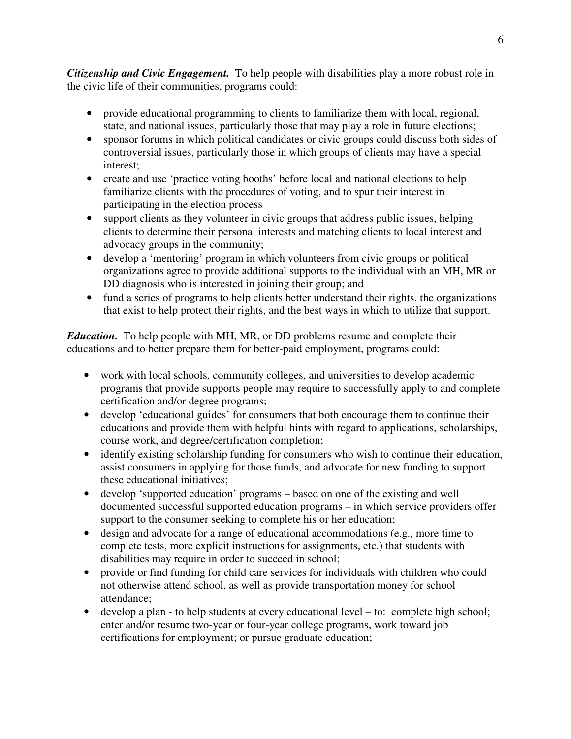***Citizenship and Civic Engagement.*** To help people with disabilities play a more robust role in the civic life of their communities, programs could:

- provide educational programming to clients to familiarize them with local, regional, state, and national issues, particularly those that may play a role in future elections;
- sponsor forums in which political candidates or civic groups could discuss both sides of controversial issues, particularly those in which groups of clients may have a special interest;
- create and use 'practice voting booths' before local and national elections to help familiarize clients with the procedures of voting, and to spur their interest in participating in the election process
- support clients as they volunteer in civic groups that address public issues, helping clients to determine their personal interests and matching clients to local interest and advocacy groups in the community;
- develop a 'mentoring' program in which volunteers from civic groups or political organizations agree to provide additional supports to the individual with an MH, MR or DD diagnosis who is interested in joining their group; and
- fund a series of programs to help clients better understand their rights, the organizations that exist to help protect their rights, and the best ways in which to utilize that support.

***Education.*** To help people with MH, MR, or DD problems resume and complete their educations and to better prepare them for better-paid employment, programs could:

- work with local schools, community colleges, and universities to develop academic programs that provide supports people may require to successfully apply to and complete certification and/or degree programs;
- develop 'educational guides' for consumers that both encourage them to continue their educations and provide them with helpful hints with regard to applications, scholarships, course work, and degree/certification completion;
- identify existing scholarship funding for consumers who wish to continue their education, assist consumers in applying for those funds, and advocate for new funding to support these educational initiatives;
- develop 'supported education' programs – based on one of the existing and well documented successful supported education programs – in which service providers offer support to the consumer seeking to complete his or her education;
- design and advocate for a range of educational accommodations (e.g., more time to complete tests, more explicit instructions for assignments, etc.) that students with disabilities may require in order to succeed in school;
- provide or find funding for child care services for individuals with children who could not otherwise attend school, as well as provide transportation money for school attendance;
- develop a plan - to help students at every educational level – to: complete high school; enter and/or resume two-year or four-year college programs, work toward job certifications for employment; or pursue graduate education;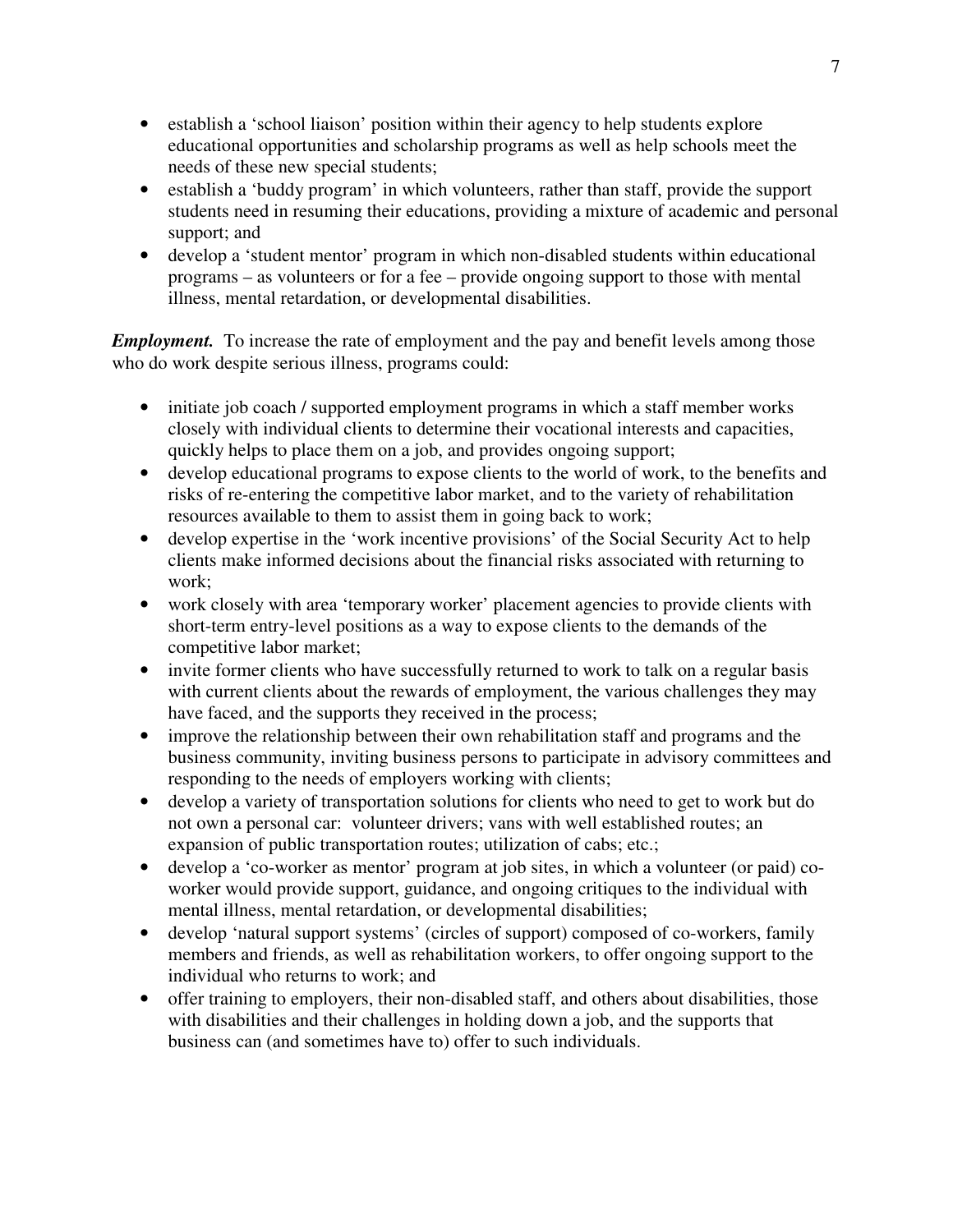- establish a 'school liaison' position within their agency to help students explore educational opportunities and scholarship programs as well as help schools meet the needs of these new special students;
- establish a 'buddy program' in which volunteers, rather than staff, provide the support students need in resuming their educations, providing a mixture of academic and personal support; and
- develop a 'student mentor' program in which non-disabled students within educational programs – as volunteers or for a fee – provide ongoing support to those with mental illness, mental retardation, or developmental disabilities.

***Employment.*** To increase the rate of employment and the pay and benefit levels among those who do work despite serious illness, programs could:

- initiate job coach / supported employment programs in which a staff member works closely with individual clients to determine their vocational interests and capacities, quickly helps to place them on a job, and provides ongoing support;
- develop educational programs to expose clients to the world of work, to the benefits and risks of re-entering the competitive labor market, and to the variety of rehabilitation resources available to them to assist them in going back to work;
- develop expertise in the 'work incentive provisions' of the Social Security Act to help clients make informed decisions about the financial risks associated with returning to work;
- work closely with area 'temporary worker' placement agencies to provide clients with short-term entry-level positions as a way to expose clients to the demands of the competitive labor market;
- invite former clients who have successfully returned to work to talk on a regular basis with current clients about the rewards of employment, the various challenges they may have faced, and the supports they received in the process;
- improve the relationship between their own rehabilitation staff and programs and the business community, inviting business persons to participate in advisory committees and responding to the needs of employers working with clients;
- develop a variety of transportation solutions for clients who need to get to work but do not own a personal car: volunteer drivers; vans with well established routes; an expansion of public transportation routes; utilization of cabs; etc.;
- develop a 'co-worker as mentor' program at job sites, in which a volunteer (or paid) co-worker would provide support, guidance, and ongoing critiques to the individual with mental illness, mental retardation, or developmental disabilities;
- develop 'natural support systems' (circles of support) composed of co-workers, family members and friends, as well as rehabilitation workers, to offer ongoing support to the individual who returns to work; and
- offer training to employers, their non-disabled staff, and others about disabilities, those with disabilities and their challenges in holding down a job, and the supports that business can (and sometimes have to) offer to such individuals.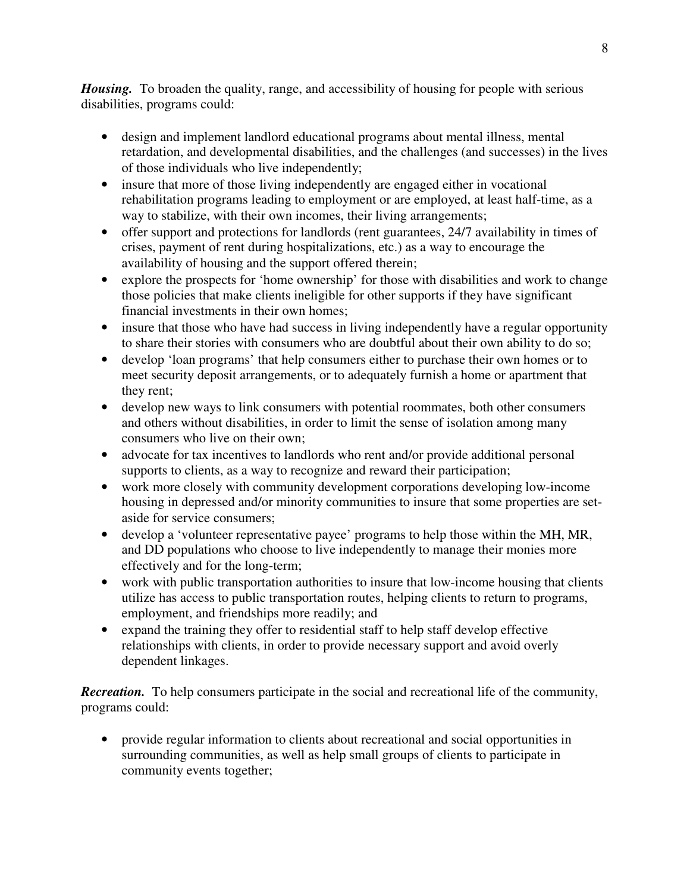***Housing.*** To broaden the quality, range, and accessibility of housing for people with serious disabilities, programs could:

- design and implement landlord educational programs about mental illness, mental retardation, and developmental disabilities, and the challenges (and successes) in the lives of those individuals who live independently;
- insure that more of those living independently are engaged either in vocational rehabilitation programs leading to employment or are employed, at least half-time, as a way to stabilize, with their own incomes, their living arrangements;
- offer support and protections for landlords (rent guarantees, 24/7 availability in times of crises, payment of rent during hospitalizations, etc.) as a way to encourage the availability of housing and the support offered therein;
- explore the prospects for 'home ownership' for those with disabilities and work to change those policies that make clients ineligible for other supports if they have significant financial investments in their own homes;
- insure that those who have had success in living independently have a regular opportunity to share their stories with consumers who are doubtful about their own ability to do so;
- develop 'loan programs' that help consumers either to purchase their own homes or to meet security deposit arrangements, or to adequately furnish a home or apartment that they rent;
- develop new ways to link consumers with potential roommates, both other consumers and others without disabilities, in order to limit the sense of isolation among many consumers who live on their own;
- advocate for tax incentives to landlords who rent and/or provide additional personal supports to clients, as a way to recognize and reward their participation;
- work more closely with community development corporations developing low-income housing in depressed and/or minority communities to insure that some properties are set-aside for service consumers;
- develop a 'volunteer representative payee' programs to help those within the MH, MR, and DD populations who choose to live independently to manage their monies more effectively and for the long-term;
- work with public transportation authorities to insure that low-income housing that clients utilize has access to public transportation routes, helping clients to return to programs, employment, and friendships more readily; and
- expand the training they offer to residential staff to help staff develop effective relationships with clients, in order to provide necessary support and avoid overly dependent linkages.

***Recreation.*** To help consumers participate in the social and recreational life of the community, programs could:

- provide regular information to clients about recreational and social opportunities in surrounding communities, as well as help small groups of clients to participate in community events together;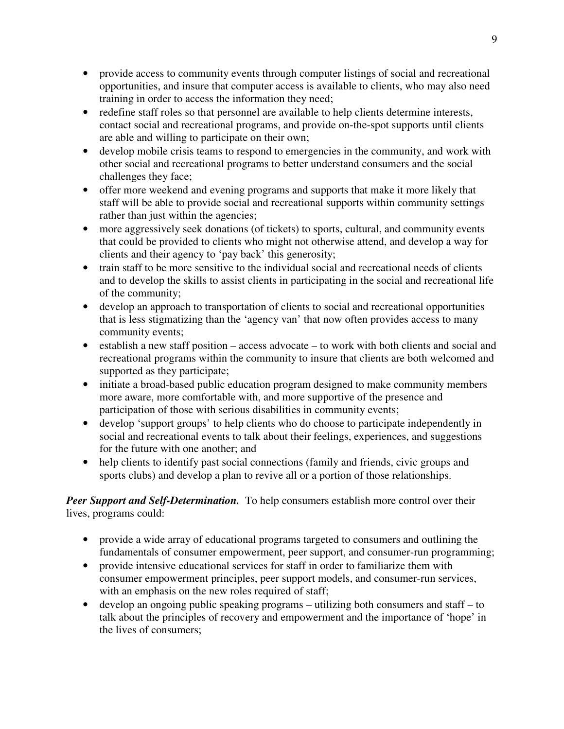- provide access to community events through computer listings of social and recreational opportunities, and insure that computer access is available to clients, who may also need training in order to access the information they need;
- redefine staff roles so that personnel are available to help clients determine interests, contact social and recreational programs, and provide on-the-spot supports until clients are able and willing to participate on their own;
- develop mobile crisis teams to respond to emergencies in the community, and work with other social and recreational programs to better understand consumers and the social challenges they face;
- offer more weekend and evening programs and supports that make it more likely that staff will be able to provide social and recreational supports within community settings rather than just within the agencies;
- more aggressively seek donations (of tickets) to sports, cultural, and community events that could be provided to clients who might not otherwise attend, and develop a way for clients and their agency to 'pay back' this generosity;
- train staff to be more sensitive to the individual social and recreational needs of clients and to develop the skills to assist clients in participating in the social and recreational life of the community;
- develop an approach to transportation of clients to social and recreational opportunities that is less stigmatizing than the 'agency van' that now often provides access to many community events;
- establish a new staff position – access advocate – to work with both clients and social and recreational programs within the community to insure that clients are both welcomed and supported as they participate;
- initiate a broad-based public education program designed to make community members more aware, more comfortable with, and more supportive of the presence and participation of those with serious disabilities in community events;
- develop 'support groups' to help clients who do choose to participate independently in social and recreational events to talk about their feelings, experiences, and suggestions for the future with one another; and
- help clients to identify past social connections (family and friends, civic groups and sports clubs) and develop a plan to revive all or a portion of those relationships.

***Peer Support and Self-Determination.*** To help consumers establish more control over their lives, programs could:

- provide a wide array of educational programs targeted to consumers and outlining the fundamentals of consumer empowerment, peer support, and consumer-run programming;
- provide intensive educational services for staff in order to familiarize them with consumer empowerment principles, peer support models, and consumer-run services, with an emphasis on the new roles required of staff;
- develop an ongoing public speaking programs – utilizing both consumers and staff – to talk about the principles of recovery and empowerment and the importance of 'hope' in the lives of consumers;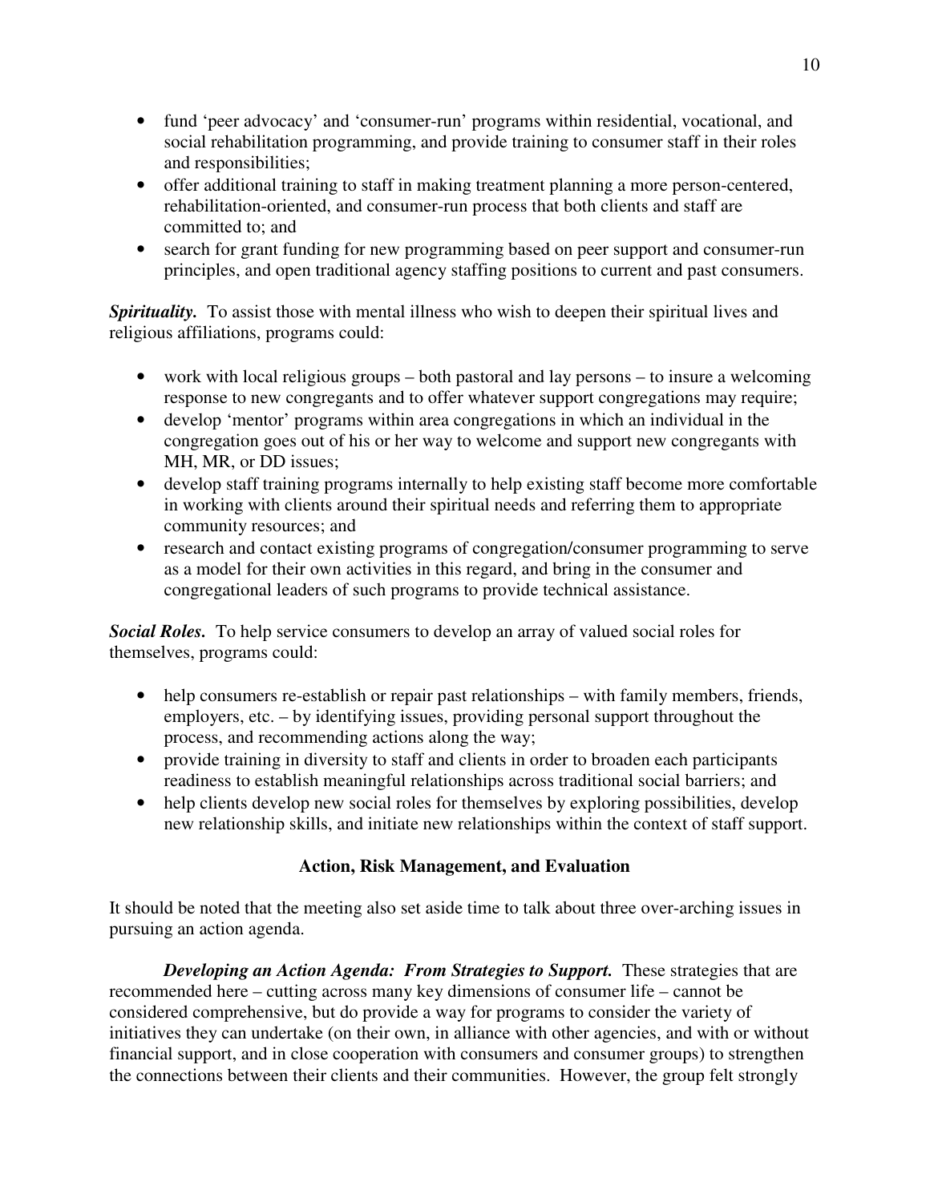- fund 'peer advocacy' and 'consumer-run' programs within residential, vocational, and social rehabilitation programming, and provide training to consumer staff in their roles and responsibilities;
- offer additional training to staff in making treatment planning a more person-centered, rehabilitation-oriented, and consumer-run process that both clients and staff are committed to; and
- search for grant funding for new programming based on peer support and consumer-run principles, and open traditional agency staffing positions to current and past consumers.

***Spirituality.*** To assist those with mental illness who wish to deepen their spiritual lives and religious affiliations, programs could:

- work with local religious groups – both pastoral and lay persons – to insure a welcoming response to new congregants and to offer whatever support congregations may require;
- develop 'mentor' programs within area congregations in which an individual in the congregation goes out of his or her way to welcome and support new congregants with MH, MR, or DD issues;
- develop staff training programs internally to help existing staff become more comfortable in working with clients around their spiritual needs and referring them to appropriate community resources; and
- research and contact existing programs of congregation/consumer programming to serve as a model for their own activities in this regard, and bring in the consumer and congregational leaders of such programs to provide technical assistance.

***Social Roles.*** To help service consumers to develop an array of valued social roles for themselves, programs could:

- help consumers re-establish or repair past relationships – with family members, friends, employers, etc. – by identifying issues, providing personal support throughout the process, and recommending actions along the way;
- provide training in diversity to staff and clients in order to broaden each participants readiness to establish meaningful relationships across traditional social barriers; and
- help clients develop new social roles for themselves by exploring possibilities, develop new relationship skills, and initiate new relationships within the context of staff support.

## Action, Risk Management, and Evaluation

It should be noted that the meeting also set aside time to talk about three over-arching issues in pursuing an action agenda.

***Developing an Action Agenda: From Strategies to Support.*** These strategies that are recommended here – cutting across many key dimensions of consumer life – cannot be considered comprehensive, but do provide a way for programs to consider the variety of initiatives they can undertake (on their own, in alliance with other agencies, and with or without financial support, and in close cooperation with consumers and consumer groups) to strengthen the connections between their clients and their communities. However, the group felt strongly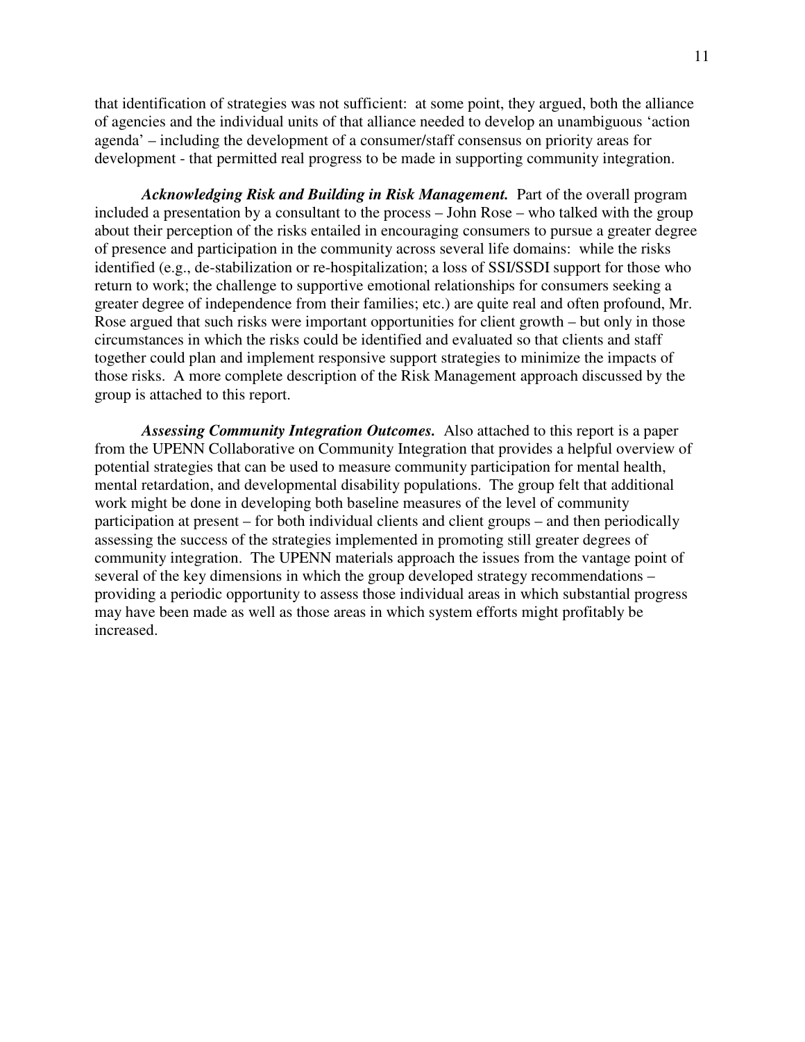that identification of strategies was not sufficient: at some point, they argued, both the alliance of agencies and the individual units of that alliance needed to develop an unambiguous 'action agenda' – including the development of a consumer/staff consensus on priority areas for development - that permitted real progress to be made in supporting community integration.

***Acknowledging Risk and Building in Risk Management.*** Part of the overall program included a presentation by a consultant to the process – John Rose – who talked with the group about their perception of the risks entailed in encouraging consumers to pursue a greater degree of presence and participation in the community across several life domains: while the risks identified (e.g., de-stabilization or re-hospitalization; a loss of SSI/SSDI support for those who return to work; the challenge to supportive emotional relationships for consumers seeking a greater degree of independence from their families; etc.) are quite real and often profound, Mr. Rose argued that such risks were important opportunities for client growth – but only in those circumstances in which the risks could be identified and evaluated so that clients and staff together could plan and implement responsive support strategies to minimize the impacts of those risks. A more complete description of the Risk Management approach discussed by the group is attached to this report.

***Assessing Community Integration Outcomes.*** Also attached to this report is a paper from the UPENN Collaborative on Community Integration that provides a helpful overview of potential strategies that can be used to measure community participation for mental health, mental retardation, and developmental disability populations. The group felt that additional work might be done in developing both baseline measures of the level of community participation at present – for both individual clients and client groups – and then periodically assessing the success of the strategies implemented in promoting still greater degrees of community integration. The UPENN materials approach the issues from the vantage point of several of the key dimensions in which the group developed strategy recommendations – providing a periodic opportunity to assess those individual areas in which substantial progress may have been made as well as those areas in which system efforts might profitably be increased.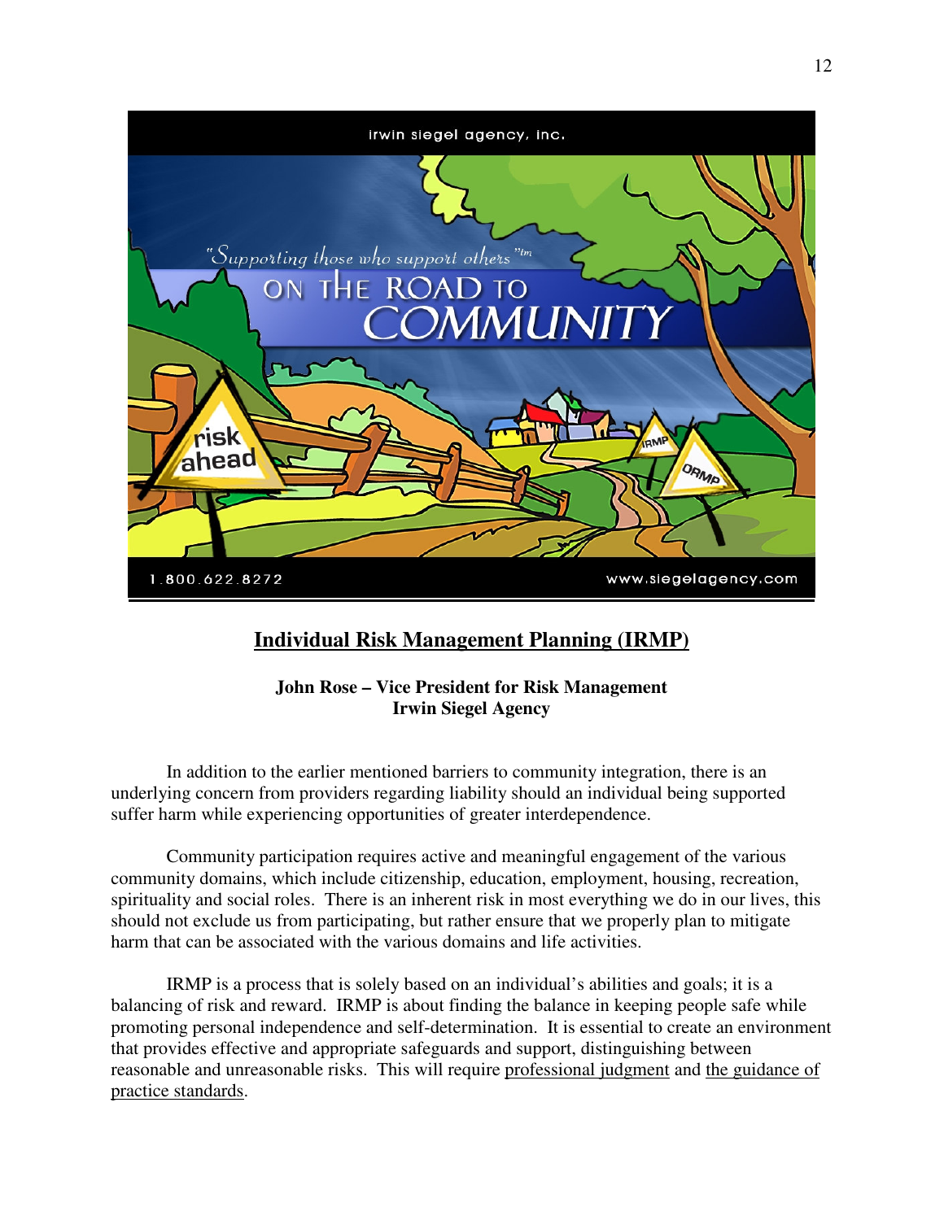## Individual Risk Management Planning (IRMP)

**John Rose – Vice President for Risk Management**
**Irwin Siegel Agency**

In addition to the earlier mentioned barriers to community integration, there is an underlying concern from providers regarding liability should an individual being supported suffer harm while experiencing opportunities of greater interdependence.

Community participation requires active and meaningful engagement of the various community domains, which include citizenship, education, employment, housing, recreation, spirituality and social roles. There is an inherent risk in most everything we do in our lives, this should not exclude us from participating, but rather ensure that we properly plan to mitigate harm that can be associated with the various domains and life activities.

IRMP is a process that is solely based on an individual's abilities and goals; it is a balancing of risk and reward. IRMP is about finding the balance in keeping people safe while promoting personal independence and self-determination. It is essential to create an environment that provides effective and appropriate safeguards and support, distinguishing between reasonable and unreasonable risks. This will require professional judgment and the guidance of practice standards.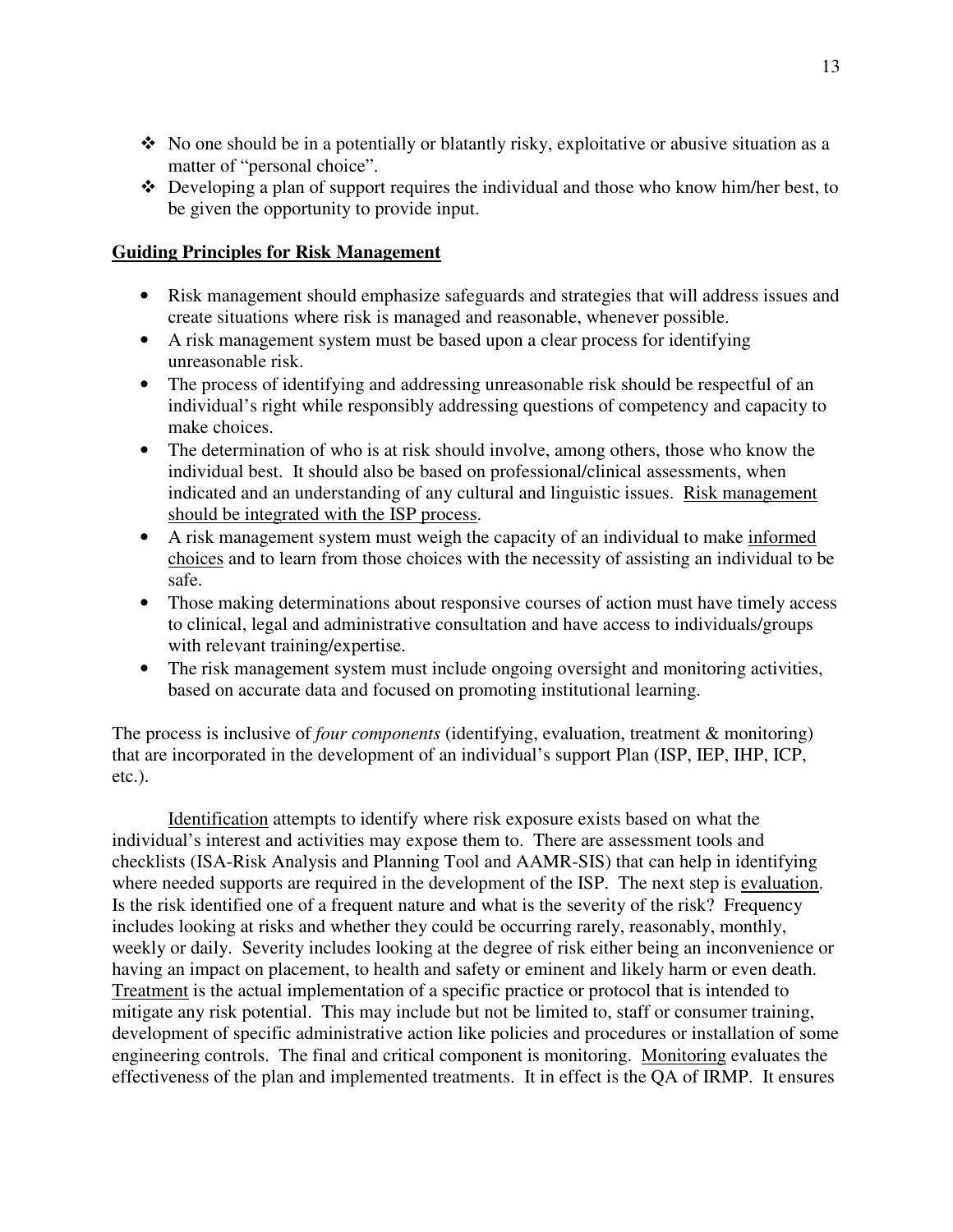- No one should be in a potentially or blatantly risky, exploitative or abusive situation as a matter of "personal choice".
- Developing a plan of support requires the individual and those who know him/her best, to be given the opportunity to provide input.

## Guiding Principles for Risk Management

- Risk management should emphasize safeguards and strategies that will address issues and create situations where risk is managed and reasonable, whenever possible.
- A risk management system must be based upon a clear process for identifying unreasonable risk.
- The process of identifying and addressing unreasonable risk should be respectful of an individual's right while responsibly addressing questions of competency and capacity to make choices.
- The determination of who is at risk should involve, among others, those who know the individual best. It should also be based on professional/clinical assessments, when indicated and an understanding of any cultural and linguistic issues. <u>Risk management should be integrated with the ISP process</u>.
- A risk management system must weigh the capacity of an individual to make <u>informed choices</u> and to learn from those choices with the necessity of assisting an individual to be safe.
- Those making determinations about responsive courses of action must have timely access to clinical, legal and administrative consultation and have access to individuals/groups with relevant training/expertise.
- The risk management system must include ongoing oversight and monitoring activities, based on accurate data and focused on promoting institutional learning.

The process is inclusive of *four components* (identifying, evaluation, treatment & monitoring) that are incorporated in the development of an individual's support Plan (ISP, IEP, IHP, ICP, etc.).

<u>Identification</u> attempts to identify where risk exposure exists based on what the individual's interest and activities may expose them to. There are assessment tools and checklists (ISA-Risk Analysis and Planning Tool and AAMR-SIS) that can help in identifying where needed supports are required in the development of the ISP. The next step is <u>evaluation</u>. Is the risk identified one of a frequent nature and what is the severity of the risk? Frequency includes looking at risks and whether they could be occurring rarely, reasonably, monthly, weekly or daily. Severity includes looking at the degree of risk either being an inconvenience or having an impact on placement, to health and safety or eminent and likely harm or even death. <u>Treatment</u> is the actual implementation of a specific practice or protocol that is intended to mitigate any risk potential. This may include but not be limited to, staff or consumer training, development of specific administrative action like policies and procedures or installation of some engineering controls. The final and critical component is monitoring. <u>Monitoring</u> evaluates the effectiveness of the plan and implemented treatments. It in effect is the QA of IRMP. It ensures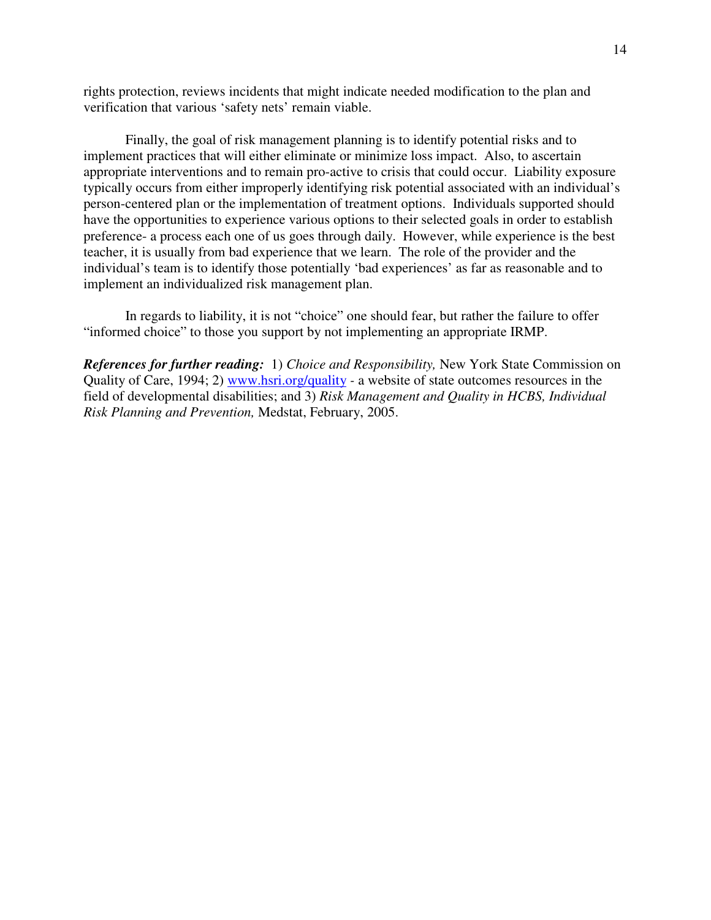rights protection, reviews incidents that might indicate needed modification to the plan and verification that various ‘safety nets’ remain viable.

Finally, the goal of risk management planning is to identify potential risks and to implement practices that will either eliminate or minimize loss impact. Also, to ascertain appropriate interventions and to remain pro-active to crisis that could occur. Liability exposure typically occurs from either improperly identifying risk potential associated with an individual’s person-centered plan or the implementation of treatment options. Individuals supported should have the opportunities to experience various options to their selected goals in order to establish preference- a process each one of us goes through daily. However, while experience is the best teacher, it is usually from bad experience that we learn. The role of the provider and the individual’s team is to identify those potentially ‘bad experiences’ as far as reasonable and to implement an individualized risk management plan.

In regards to liability, it is not “choice” one should fear, but rather the failure to offer “informed choice” to those you support by not implementing an appropriate IRMP.

***References for further reading:*** 1) *Choice and Responsibility,* New York State Commission on Quality of Care, 1994; 2) [www.hsri.org/quality](http://www.hsri.org/quality) - a website of state outcomes resources in the field of developmental disabilities; and 3) *Risk Management and Quality in HCBS, Individual Risk Planning and Prevention,* Medstat, February, 2005.